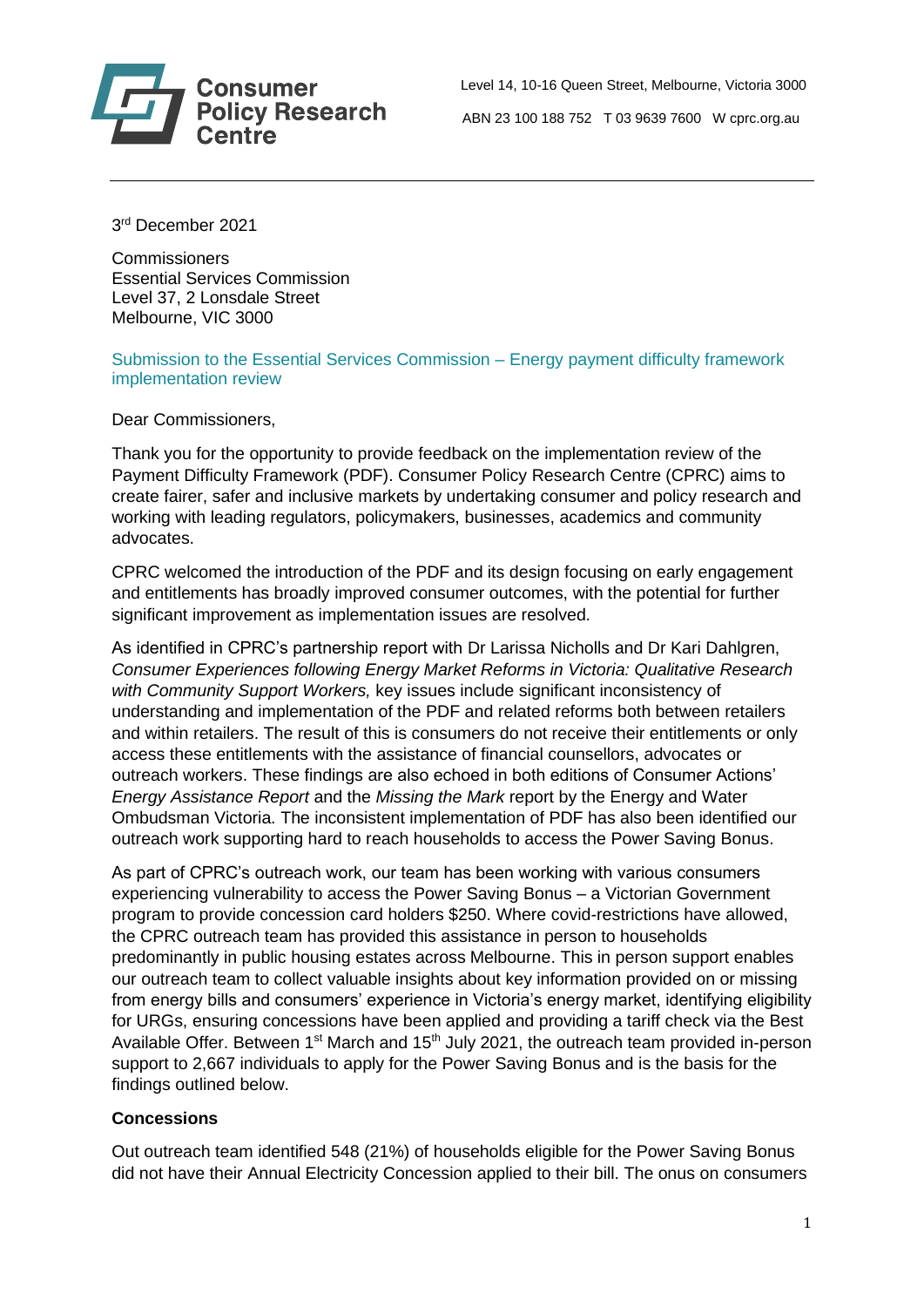Consumer Policy Research Centre

Level 14, 10-16 Queen Street, Melbourne, Victoria 3000

ABN 23 100 188 752 T 03 9639 7600 W cprc.org.au

---

3rd December 2021

Commissioners
Essential Services Commission
Level 37, 2 Lonsdale Street
Melbourne, VIC 3000

Submission to the Essential Services Commission – Energy payment difficulty framework implementation review

Dear Commissioners,

Thank you for the opportunity to provide feedback on the implementation review of the Payment Difficulty Framework (PDF). Consumer Policy Research Centre (CPRC) aims to create fairer, safer and inclusive markets by undertaking consumer and policy research and working with leading regulators, policymakers, businesses, academics and community advocates.

CPRC welcomed the introduction of the PDF and its design focusing on early engagement and entitlements has broadly improved consumer outcomes, with the potential for further significant improvement as implementation issues are resolved.

As identified in CPRC's partnership report with Dr Larissa Nicholls and Dr Kari Dahlgren, *Consumer Experiences following Energy Market Reforms in Victoria: Qualitative Research with Community Support Workers,* key issues include significant inconsistency of understanding and implementation of the PDF and related reforms both between retailers and within retailers. The result of this is consumers do not receive their entitlements or only access these entitlements with the assistance of financial counsellors, advocates or outreach workers. These findings are also echoed in both editions of Consumer Actions' *Energy Assistance Report* and the *Missing the Mark* report by the Energy and Water Ombudsman Victoria. The inconsistent implementation of PDF has also been identified our outreach work supporting hard to reach households to access the Power Saving Bonus.

As part of CPRC's outreach work, our team has been working with various consumers experiencing vulnerability to access the Power Saving Bonus – a Victorian Government program to provide concession card holders $250. Where covid-restrictions have allowed, the CPRC outreach team has provided this assistance in person to households predominantly in public housing estates across Melbourne. This in person support enables our outreach team to collect valuable insights about key information provided on or missing from energy bills and consumers' experience in Victoria's energy market, identifying eligibility for URGs, ensuring concessions have been applied and providing a tariff check via the Best Available Offer. Between 1st March and 15th July 2021, the outreach team provided in-person support to 2,667 individuals to apply for the Power Saving Bonus and is the basis for the findings outlined below.

**Concessions**

Out outreach team identified 548 (21%) of households eligible for the Power Saving Bonus did not have their Annual Electricity Concession applied to their bill. The onus on consumers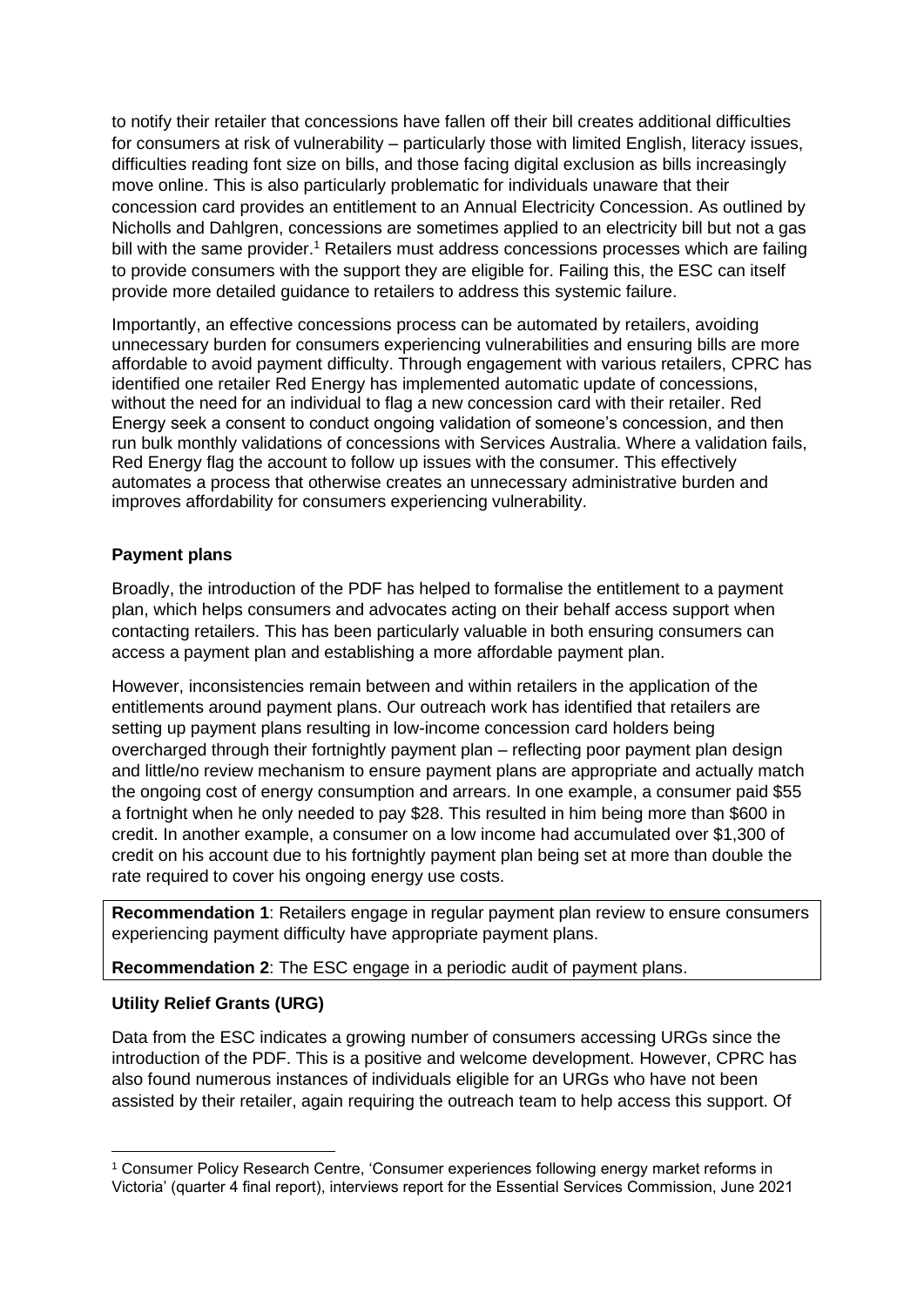to notify their retailer that concessions have fallen off their bill creates additional difficulties for consumers at risk of vulnerability – particularly those with limited English, literacy issues, difficulties reading font size on bills, and those facing digital exclusion as bills increasingly move online. This is also particularly problematic for individuals unaware that their concession card provides an entitlement to an Annual Electricity Concession. As outlined by Nicholls and Dahlgren, concessions are sometimes applied to an electricity bill but not a gas bill with the same provider.[1] Retailers must address concessions processes which are failing to provide consumers with the support they are eligible for. Failing this, the ESC can itself provide more detailed guidance to retailers to address this systemic failure.

Importantly, an effective concessions process can be automated by retailers, avoiding unnecessary burden for consumers experiencing vulnerabilities and ensuring bills are more affordable to avoid payment difficulty. Through engagement with various retailers, CPRC has identified one retailer Red Energy has implemented automatic update of concessions, without the need for an individual to flag a new concession card with their retailer. Red Energy seek a consent to conduct ongoing validation of someone's concession, and then run bulk monthly validations of concessions with Services Australia. Where a validation fails, Red Energy flag the account to follow up issues with the consumer. This effectively automates a process that otherwise creates an unnecessary administrative burden and improves affordability for consumers experiencing vulnerability.

**Payment plans**

Broadly, the introduction of the PDF has helped to formalise the entitlement to a payment plan, which helps consumers and advocates acting on their behalf access support when contacting retailers. This has been particularly valuable in both ensuring consumers can access a payment plan and establishing a more affordable payment plan.

However, inconsistencies remain between and within retailers in the application of the entitlements around payment plans. Our outreach work has identified that retailers are setting up payment plans resulting in low-income concession card holders being overcharged through their fortnightly payment plan – reflecting poor payment plan design and little/no review mechanism to ensure payment plans are appropriate and actually match the ongoing cost of energy consumption and arrears. In one example, a consumer paid $55 a fortnight when he only needed to pay $28. This resulted in him being more than $600 in credit. In another example, a consumer on a low income had accumulated over $1,300 of credit on his account due to his fortnightly payment plan being set at more than double the rate required to cover his ongoing energy use costs.

**Recommendation 1**: Retailers engage in regular payment plan review to ensure consumers experiencing payment difficulty have appropriate payment plans.

**Recommendation 2**: The ESC engage in a periodic audit of payment plans.

**Utility Relief Grants (URG)**

Data from the ESC indicates a growing number of consumers accessing URGs since the introduction of the PDF. This is a positive and welcome development. However, CPRC has also found numerous instances of individuals eligible for an URGs who have not been assisted by their retailer, again requiring the outreach team to help access this support. Of

[1] Consumer Policy Research Centre, 'Consumer experiences following energy market reforms in Victoria' (quarter 4 final report), interviews report for the Essential Services Commission, June 2021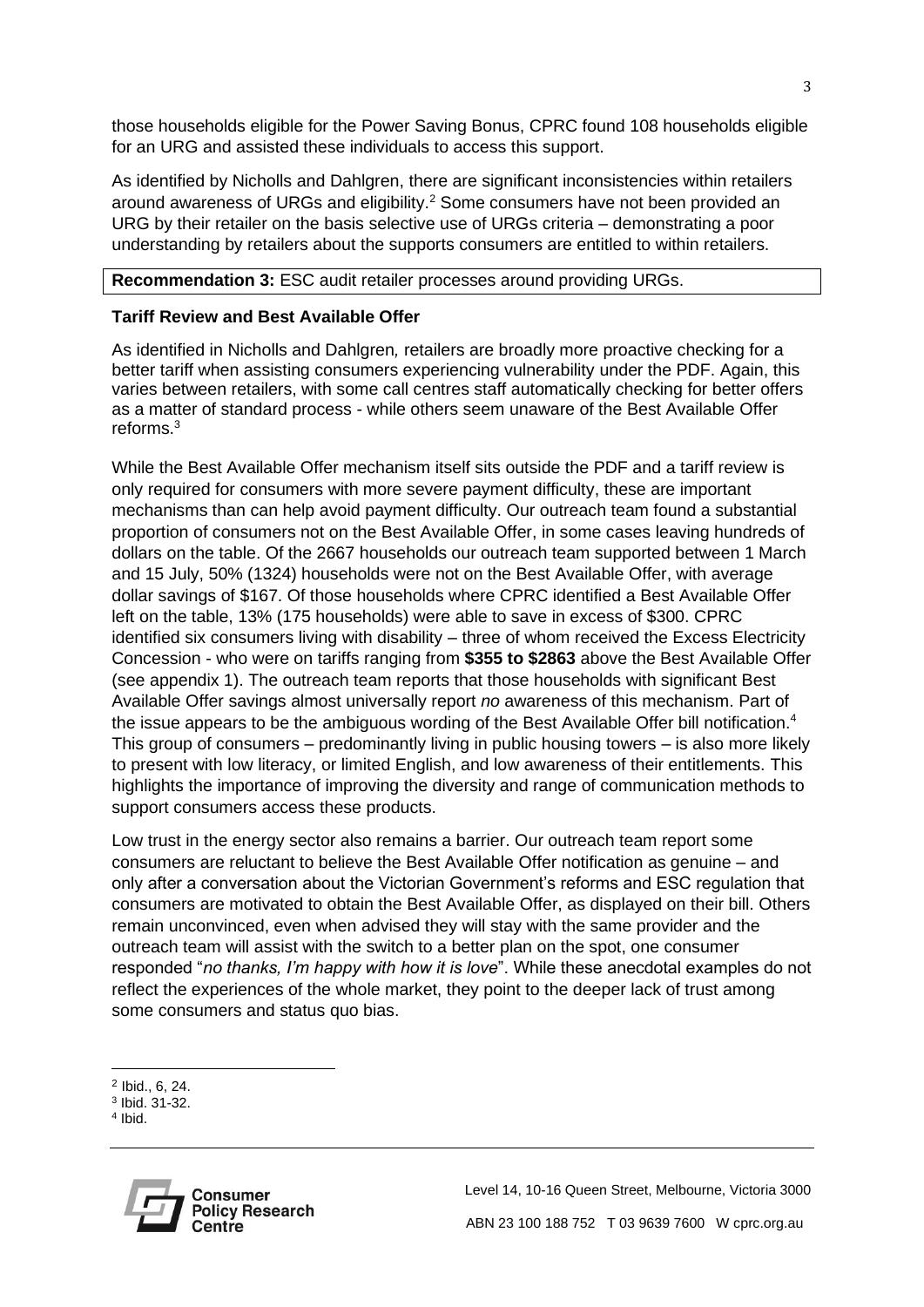those households eligible for the Power Saving Bonus, CPRC found 108 households eligible for an URG and assisted these individuals to access this support.

As identified by Nicholls and Dahlgren, there are significant inconsistencies within retailers around awareness of URGs and eligibility.[2] Some consumers have not been provided an URG by their retailer on the basis selective use of URGs criteria – demonstrating a poor understanding by retailers about the supports consumers are entitled to within retailers.

| **Recommendation 3:** ESC audit retailer processes around providing URGs. |
|---|

**Tariff Review and Best Available Offer**

As identified in Nicholls and Dahlgren*,* retailers are broadly more proactive checking for a better tariff when assisting consumers experiencing vulnerability under the PDF. Again, this varies between retailers, with some call centres staff automatically checking for better offers as a matter of standard process - while others seem unaware of the Best Available Offer reforms.[3]

While the Best Available Offer mechanism itself sits outside the PDF and a tariff review is only required for consumers with more severe payment difficulty, these are important mechanisms than can help avoid payment difficulty. Our outreach team found a substantial proportion of consumers not on the Best Available Offer, in some cases leaving hundreds of dollars on the table. Of the 2667 households our outreach team supported between 1 March and 15 July, 50% (1324) households were not on the Best Available Offer, with average dollar savings of $167. Of those households where CPRC identified a Best Available Offer left on the table, 13% (175 households) were able to save in excess of $300. CPRC identified six consumers living with disability – three of whom received the Excess Electricity Concession - who were on tariffs ranging from **$355 to $2863** above the Best Available Offer (see appendix 1). The outreach team reports that those households with significant Best Available Offer savings almost universally report *no* awareness of this mechanism. Part of the issue appears to be the ambiguous wording of the Best Available Offer bill notification.[4] This group of consumers – predominantly living in public housing towers – is also more likely to present with low literacy, or limited English, and low awareness of their entitlements. This highlights the importance of improving the diversity and range of communication methods to support consumers access these products.

Low trust in the energy sector also remains a barrier. Our outreach team report some consumers are reluctant to believe the Best Available Offer notification as genuine – and only after a conversation about the Victorian Government's reforms and ESC regulation that consumers are motivated to obtain the Best Available Offer, as displayed on their bill. Others remain unconvinced, even when advised they will stay with the same provider and the outreach team will assist with the switch to a better plan on the spot, one consumer responded "*no thanks, I'm happy with how it is love*". While these anecdotal examples do not reflect the experiences of the whole market, they point to the deeper lack of trust among some consumers and status quo bias.

---

[2] Ibid., 6, 24.

[3] Ibid. 31-32.

[4] Ibid.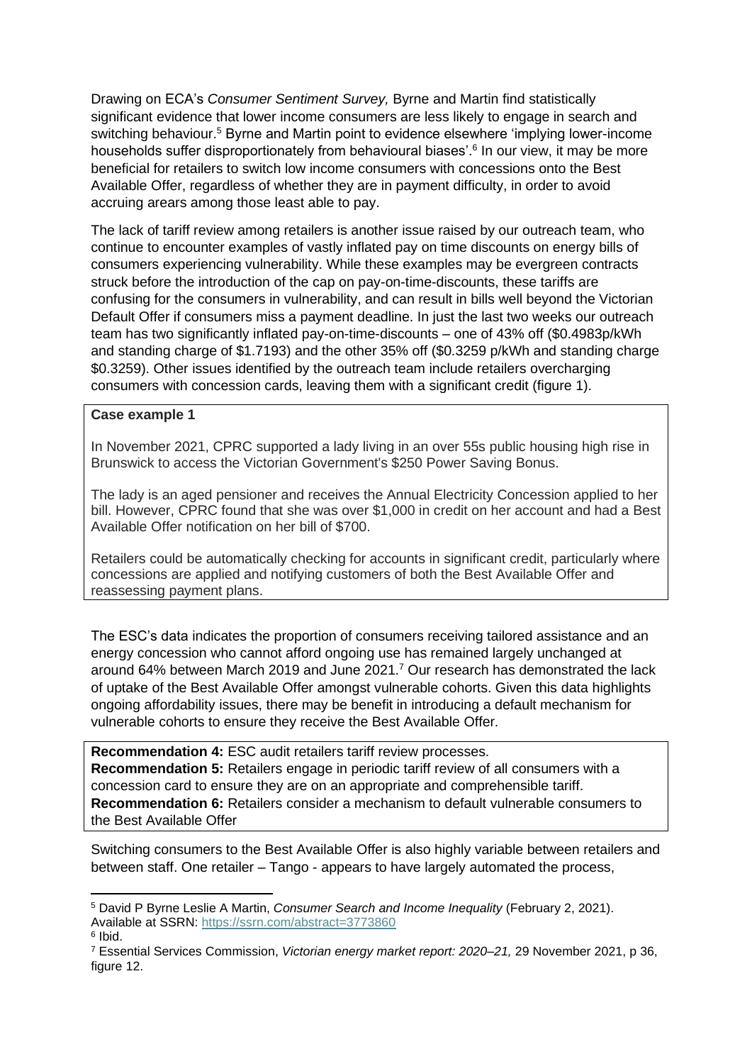Drawing on ECA's *Consumer Sentiment Survey,* Byrne and Martin find statistically significant evidence that lower income consumers are less likely to engage in search and switching behaviour.[5] Byrne and Martin point to evidence elsewhere 'implying lower-income households suffer disproportionately from behavioural biases'.[6] In our view, it may be more beneficial for retailers to switch low income consumers with concessions onto the Best Available Offer, regardless of whether they are in payment difficulty, in order to avoid accruing arears among those least able to pay.

The lack of tariff review among retailers is another issue raised by our outreach team, who continue to encounter examples of vastly inflated pay on time discounts on energy bills of consumers experiencing vulnerability. While these examples may be evergreen contracts struck before the introduction of the cap on pay-on-time-discounts, these tariffs are confusing for the consumers in vulnerability, and can result in bills well beyond the Victorian Default Offer if consumers miss a payment deadline. In just the last two weeks our outreach team has two significantly inflated pay-on-time-discounts – one of 43% off ($0.4983p/kWh and standing charge of $1.7193) and the other 35% off ($0.3259 p/kWh and standing charge $0.3259). Other issues identified by the outreach team include retailers overcharging consumers with concession cards, leaving them with a significant credit (figure 1).

> **Case example 1**
>
> In November 2021, CPRC supported a lady living in an over 55s public housing high rise in Brunswick to access the Victorian Government's $250 Power Saving Bonus.
>
> The lady is an aged pensioner and receives the Annual Electricity Concession applied to her bill. However, CPRC found that she was over $1,000 in credit on her account and had a Best Available Offer notification on her bill of $700.
>
> Retailers could be automatically checking for accounts in significant credit, particularly where concessions are applied and notifying customers of both the Best Available Offer and reassessing payment plans.

The ESC's data indicates the proportion of consumers receiving tailored assistance and an energy concession who cannot afford ongoing use has remained largely unchanged at around 64% between March 2019 and June 2021.[7] Our research has demonstrated the lack of uptake of the Best Available Offer amongst vulnerable cohorts. Given this data highlights ongoing affordability issues, there may be benefit in introducing a default mechanism for vulnerable cohorts to ensure they receive the Best Available Offer.

> **Recommendation 4:** ESC audit retailers tariff review processes.
> **Recommendation 5:** Retailers engage in periodic tariff review of all consumers with a concession card to ensure they are on an appropriate and comprehensible tariff.
> **Recommendation 6:** Retailers consider a mechanism to default vulnerable consumers to the Best Available Offer

Switching consumers to the Best Available Offer is also highly variable between retailers and between staff. One retailer – Tango - appears to have largely automated the process,

---

[5] David P Byrne Leslie A Martin, *Consumer Search and Income Inequality* (February 2, 2021). Available at SSRN: https://ssrn.com/abstract=3773860

[6] Ibid.

[7] Essential Services Commission, *Victorian energy market report: 2020–21,* 29 November 2021, p 36, figure 12.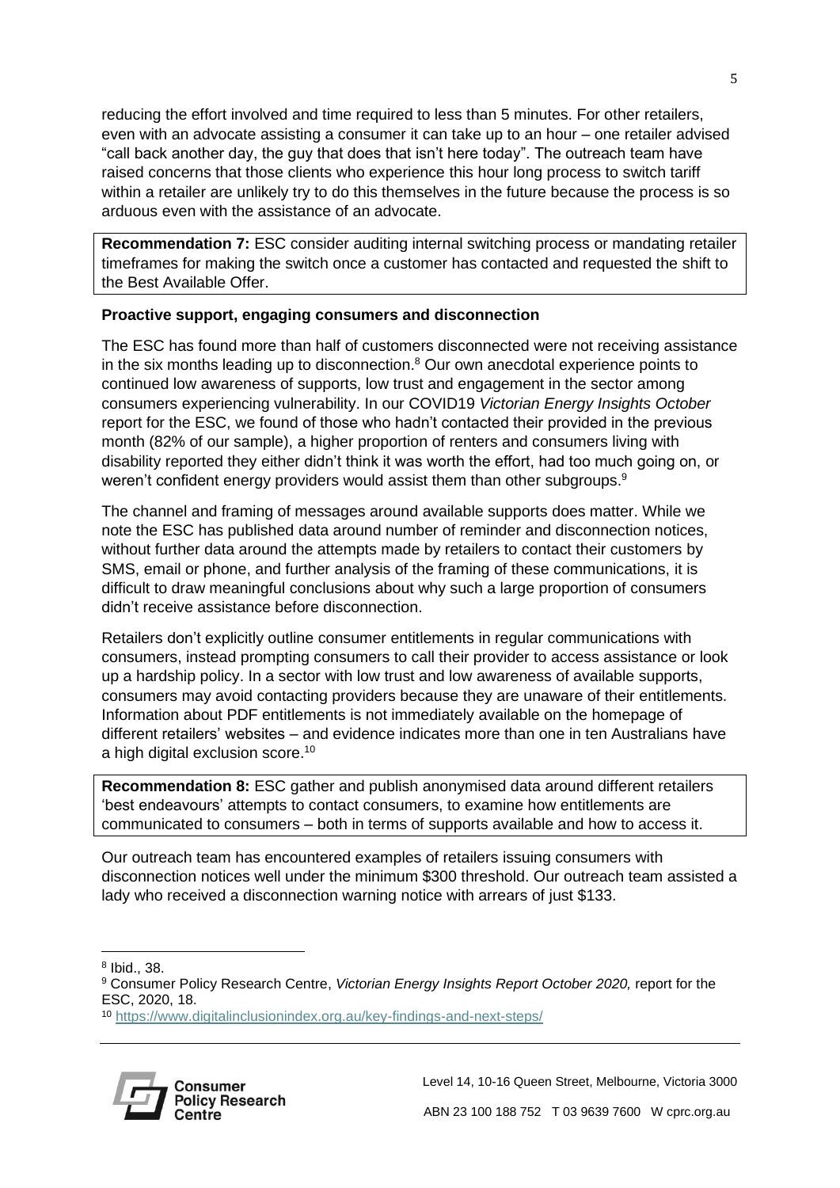reducing the effort involved and time required to less than 5 minutes. For other retailers, even with an advocate assisting a consumer it can take up to an hour – one retailer advised "call back another day, the guy that does that isn't here today". The outreach team have raised concerns that those clients who experience this hour long process to switch tariff within a retailer are unlikely try to do this themselves in the future because the process is so arduous even with the assistance of an advocate.

**Recommendation 7:** ESC consider auditing internal switching process or mandating retailer timeframes for making the switch once a customer has contacted and requested the shift to the Best Available Offer.

**Proactive support, engaging consumers and disconnection**

The ESC has found more than half of customers disconnected were not receiving assistance in the six months leading up to disconnection.[8] Our own anecdotal experience points to continued low awareness of supports, low trust and engagement in the sector among consumers experiencing vulnerability. In our COVID19 *Victorian Energy Insights October* report for the ESC, we found of those who hadn't contacted their provided in the previous month (82% of our sample), a higher proportion of renters and consumers living with disability reported they either didn't think it was worth the effort, had too much going on, or weren't confident energy providers would assist them than other subgroups.[9]

The channel and framing of messages around available supports does matter. While we note the ESC has published data around number of reminder and disconnection notices, without further data around the attempts made by retailers to contact their customers by SMS, email or phone, and further analysis of the framing of these communications, it is difficult to draw meaningful conclusions about why such a large proportion of consumers didn't receive assistance before disconnection.

Retailers don't explicitly outline consumer entitlements in regular communications with consumers, instead prompting consumers to call their provider to access assistance or look up a hardship policy. In a sector with low trust and low awareness of available supports, consumers may avoid contacting providers because they are unaware of their entitlements. Information about PDF entitlements is not immediately available on the homepage of different retailers' websites – and evidence indicates more than one in ten Australians have a high digital exclusion score.[10]

**Recommendation 8:** ESC gather and publish anonymised data around different retailers 'best endeavours' attempts to contact consumers, to examine how entitlements are communicated to consumers – both in terms of supports available and how to access it.

Our outreach team has encountered examples of retailers issuing consumers with disconnection notices well under the minimum $300 threshold. Our outreach team assisted a lady who received a disconnection warning notice with arrears of just $133.

---

[8] Ibid., 38.

[9] Consumer Policy Research Centre, *Victorian Energy Insights Report October 2020,* report for the ESC, 2020, 18.

[10] https://www.digitalinclusionindex.org.au/key-findings-and-next-steps/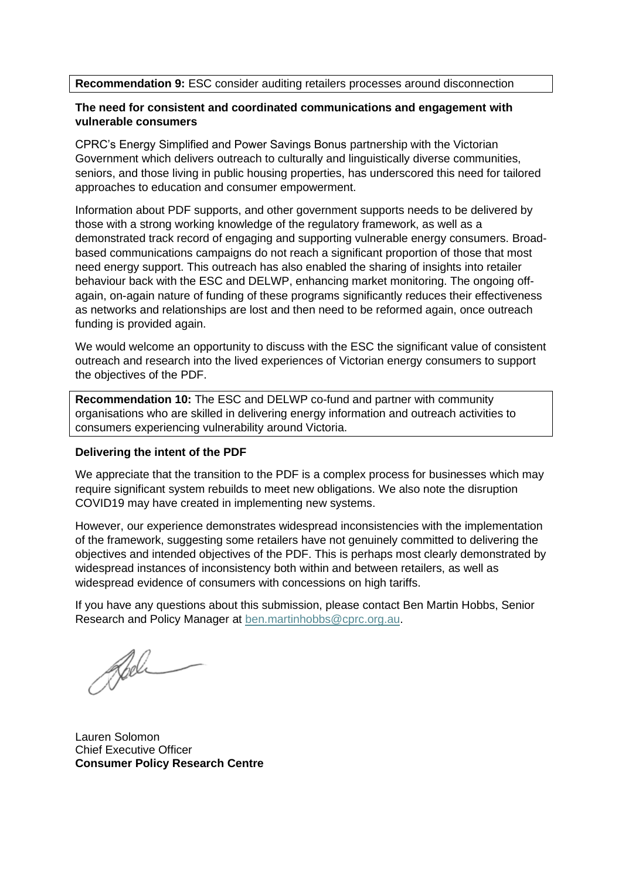**Recommendation 9:** ESC consider auditing retailers processes around disconnection

**The need for consistent and coordinated communications and engagement with vulnerable consumers**

CPRC's Energy Simplified and Power Savings Bonus partnership with the Victorian Government which delivers outreach to culturally and linguistically diverse communities, seniors, and those living in public housing properties, has underscored this need for tailored approaches to education and consumer empowerment.

Information about PDF supports, and other government supports needs to be delivered by those with a strong working knowledge of the regulatory framework, as well as a demonstrated track record of engaging and supporting vulnerable energy consumers. Broad-based communications campaigns do not reach a significant proportion of those that most need energy support. This outreach has also enabled the sharing of insights into retailer behaviour back with the ESC and DELWP, enhancing market monitoring. The ongoing off-again, on-again nature of funding of these programs significantly reduces their effectiveness as networks and relationships are lost and then need to be reformed again, once outreach funding is provided again.

We would welcome an opportunity to discuss with the ESC the significant value of consistent outreach and research into the lived experiences of Victorian energy consumers to support the objectives of the PDF.

**Recommendation 10:** The ESC and DELWP co-fund and partner with community organisations who are skilled in delivering energy information and outreach activities to consumers experiencing vulnerability around Victoria.

**Delivering the intent of the PDF**

We appreciate that the transition to the PDF is a complex process for businesses which may require significant system rebuilds to meet new obligations. We also note the disruption COVID19 may have created in implementing new systems.

However, our experience demonstrates widespread inconsistencies with the implementation of the framework, suggesting some retailers have not genuinely committed to delivering the objectives and intended objectives of the PDF. This is perhaps most clearly demonstrated by widespread instances of inconsistency both within and between retailers, as well as widespread evidence of consumers with concessions on high tariffs.

If you have any questions about this submission, please contact Ben Martin Hobbs, Senior Research and Policy Manager at ben.martinhobbs@cprc.org.au.

Lauren Solomon
Chief Executive Officer
**Consumer Policy Research Centre**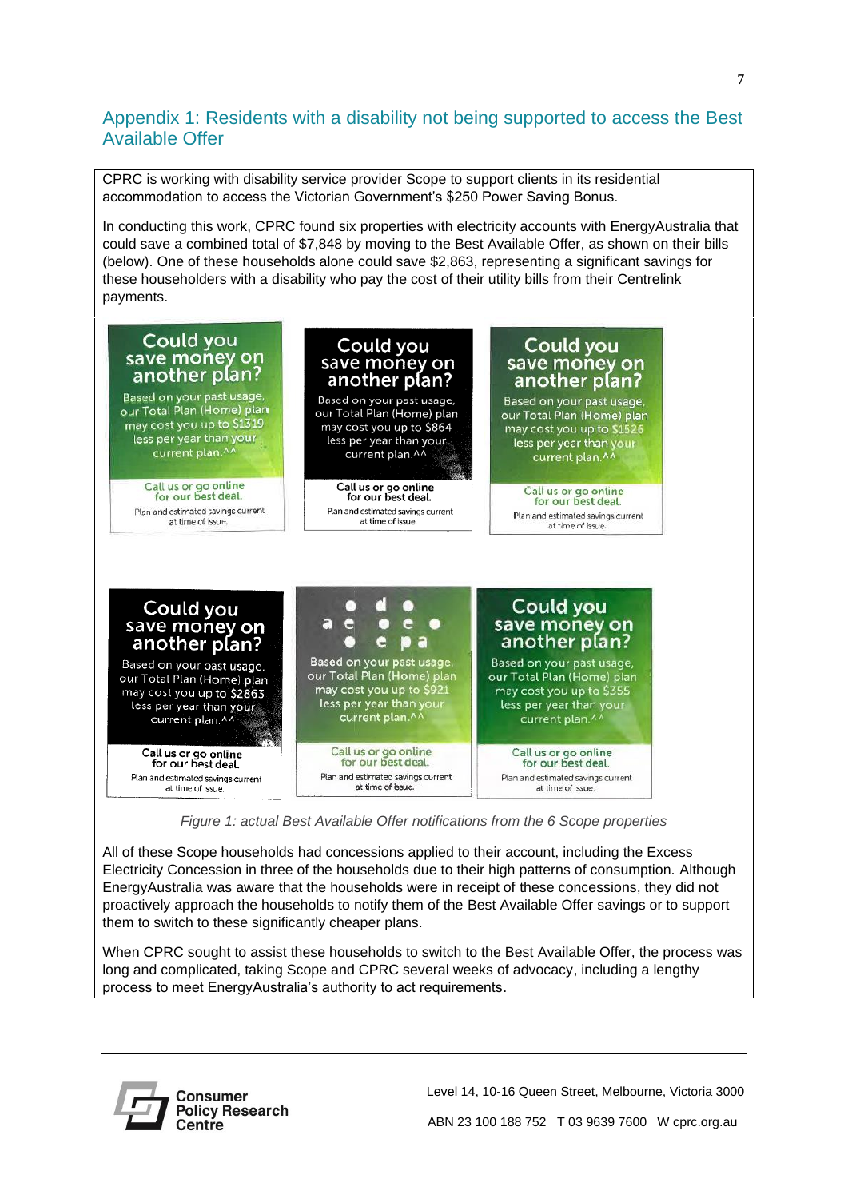## Appendix 1: Residents with a disability not being supported to access the Best Available Offer

CPRC is working with disability service provider Scope to support clients in its residential accommodation to access the Victorian Government's $250 Power Saving Bonus.

In conducting this work, CPRC found six properties with electricity accounts with EnergyAustralia that could save a combined total of $7,848 by moving to the Best Available Offer, as shown on their bills (below). One of these households alone could save $2,863, representing a significant savings for these householders with a disability who pay the cost of their utility bills from their Centrelink payments.

Could you save money on another plan?
Based on your past usage, our Total Plan (Home) plan may cost you up to $1319 less per year than your current plan.^^
Call us or go online for our best deal.
Plan and estimated savings current at time of issue.

Could you save money on another plan?
Based on your past usage, our Total Plan (Home) plan may cost you up to $864 less per year than your current plan.^^
Call us or go online for our best deal.
Plan and estimated savings current at time of issue.

Could you save money on another plan?
Based on your past usage, our Total Plan (Home) plan may cost you up to $1526 less per year than your current plan.^^
Call us or go online for our best deal.
Plan and estimated savings current at time of issue.

Could you save money on another plan?
Based on your past usage, our Total Plan (Home) plan may cost you up to $2863 less per year than your current plan.^^
Call us or go online for our best deal.
Plan and estimated savings current at time of issue.

Based on your past usage, our Total Plan (Home) plan may cost you up to $921 less per year than your current plan.^^
Call us or go online for our best deal.
Plan and estimated savings current at time of issue.

Could you save money on another plan?
Based on your past usage, our Total Plan (Home) plan may cost you up to $355 less per year than your current plan.^^
Call us or go online for our best deal.
Plan and estimated savings current at time of issue.

*Figure 1: actual Best Available Offer notifications from the 6 Scope properties*

All of these Scope households had concessions applied to their account, including the Excess Electricity Concession in three of the households due to their high patterns of consumption. Although EnergyAustralia was aware that the households were in receipt of these concessions, they did not proactively approach the households to notify them of the Best Available Offer savings or to support them to switch to these significantly cheaper plans.

When CPRC sought to assist these households to switch to the Best Available Offer, the process was long and complicated, taking Scope and CPRC several weeks of advocacy, including a lengthy process to meet EnergyAustralia's authority to act requirements.